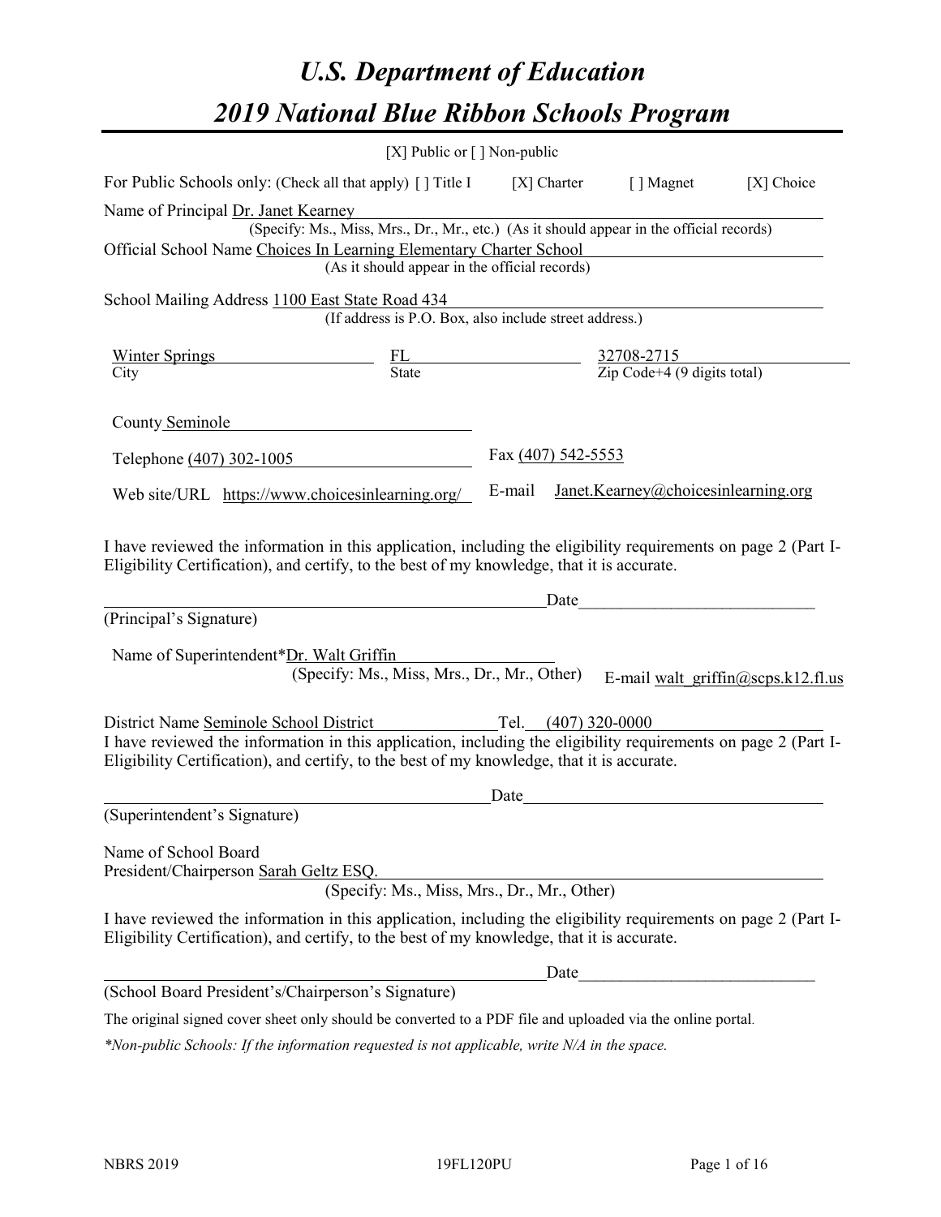# U.S. Department of Education

# 2019 National Blue Ribbon Schools Program

[X] Public or [ ] Non-public

For Public Schools only: (Check all that apply) [ ] Title I [X] Charter [ ] Magnet [X] Choice

Name of Principal Dr. Janet Kearney
(Specify: Ms., Miss, Mrs., Dr., Mr., etc.) (As it should appear in the official records)

Official School Name Choices In Learning Elementary Charter School
(As it should appear in the official records)

School Mailing Address 1100 East State Road 434
(If address is P.O. Box, also include street address.)

| Winter Springs | FL | 32708-2715 |
|---|---|---|
| City | State | Zip Code+4 (9 digits total) |

County Seminole

Telephone (407) 302-1005 Fax (407) 542-5553

Web site/URL https://www.choicesinlearning.org/ E-mail Janet.Kearney@choicesinlearning.org

I have reviewed the information in this application, including the eligibility requirements on page 2 (Part I-Eligibility Certification), and certify, to the best of my knowledge, that it is accurate.

_______________________________________ Date_________________________

(Principal's Signature)

Name of Superintendent*Dr. Walt Griffin
(Specify: Ms., Miss, Mrs., Dr., Mr., Other) E-mail walt_griffin@scps.k12.fl.us

District Name Seminole School District Tel. (407) 320-0000

I have reviewed the information in this application, including the eligibility requirements on page 2 (Part I-Eligibility Certification), and certify, to the best of my knowledge, that it is accurate.

_______________________________________ Date_________________________

(Superintendent's Signature)

Name of School Board
President/Chairperson Sarah Geltz ESQ.
(Specify: Ms., Miss, Mrs., Dr., Mr., Other)

I have reviewed the information in this application, including the eligibility requirements on page 2 (Part I-Eligibility Certification), and certify, to the best of my knowledge, that it is accurate.

_______________________________________ Date_________________________

(School Board President's/Chairperson's Signature)

The original signed cover sheet only should be converted to a PDF file and uploaded via the online portal.

*\*Non-public Schools: If the information requested is not applicable, write N/A in the space.*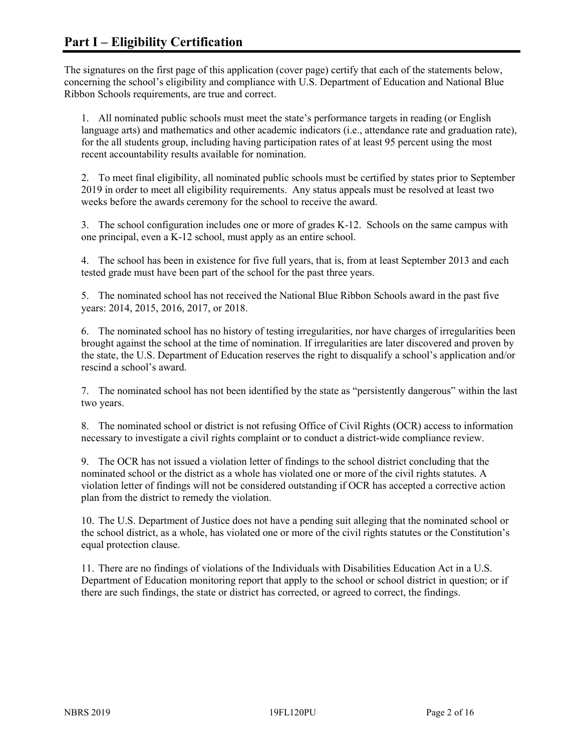# Part I – Eligibility Certification

The signatures on the first page of this application (cover page) certify that each of the statements below, concerning the school's eligibility and compliance with U.S. Department of Education and National Blue Ribbon Schools requirements, are true and correct.

1. All nominated public schools must meet the state's performance targets in reading (or English language arts) and mathematics and other academic indicators (i.e., attendance rate and graduation rate), for the all students group, including having participation rates of at least 95 percent using the most recent accountability results available for nomination.

2. To meet final eligibility, all nominated public schools must be certified by states prior to September 2019 in order to meet all eligibility requirements. Any status appeals must be resolved at least two weeks before the awards ceremony for the school to receive the award.

3. The school configuration includes one or more of grades K-12. Schools on the same campus with one principal, even a K-12 school, must apply as an entire school.

4. The school has been in existence for five full years, that is, from at least September 2013 and each tested grade must have been part of the school for the past three years.

5. The nominated school has not received the National Blue Ribbon Schools award in the past five years: 2014, 2015, 2016, 2017, or 2018.

6. The nominated school has no history of testing irregularities, nor have charges of irregularities been brought against the school at the time of nomination. If irregularities are later discovered and proven by the state, the U.S. Department of Education reserves the right to disqualify a school's application and/or rescind a school's award.

7. The nominated school has not been identified by the state as "persistently dangerous" within the last two years.

8. The nominated school or district is not refusing Office of Civil Rights (OCR) access to information necessary to investigate a civil rights complaint or to conduct a district-wide compliance review.

9. The OCR has not issued a violation letter of findings to the school district concluding that the nominated school or the district as a whole has violated one or more of the civil rights statutes. A violation letter of findings will not be considered outstanding if OCR has accepted a corrective action plan from the district to remedy the violation.

10. The U.S. Department of Justice does not have a pending suit alleging that the nominated school or the school district, as a whole, has violated one or more of the civil rights statutes or the Constitution's equal protection clause.

11. There are no findings of violations of the Individuals with Disabilities Education Act in a U.S. Department of Education monitoring report that apply to the school or school district in question; or if there are such findings, the state or district has corrected, or agreed to correct, the findings.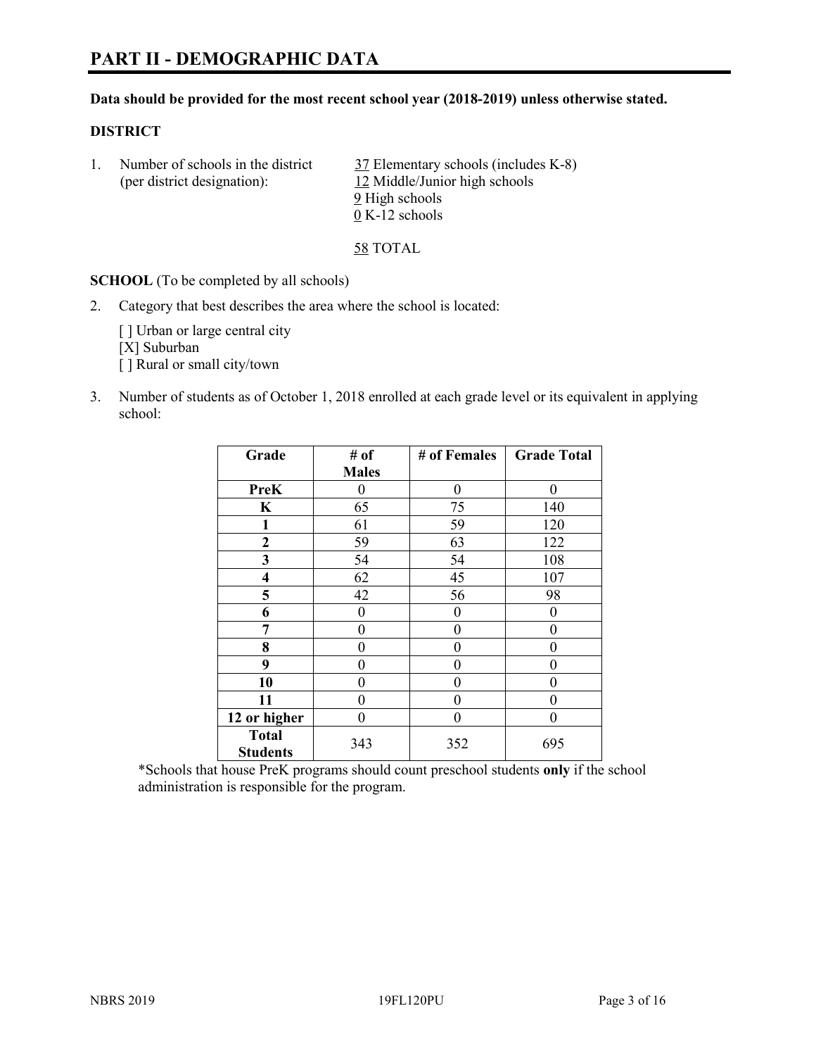// PART II - DEMOGRAPHIC DATA

**Data should be provided for the most recent school year (2018-2019) unless otherwise stated.**

**DISTRICT**

1. Number of schools in the district (per district designation):
   37 Elementary schools (includes K-8)
   12 Middle/Junior high schools
   9 High schools
   0 K-12 schools

   58 TOTAL

**SCHOOL** (To be completed by all schools)

2. Category that best describes the area where the school is located:

   [ ] Urban or large central city
   [X] Suburban
   [ ] Rural or small city/town

3. Number of students as of October 1, 2018 enrolled at each grade level or its equivalent in applying school:

| Grade | # of Males | # of Females | Grade Total |
|---|---|---|---|
| PreK | 0 | 0 | 0 |
| K | 65 | 75 | 140 |
| 1 | 61 | 59 | 120 |
| 2 | 59 | 63 | 122 |
| 3 | 54 | 54 | 108 |
| 4 | 62 | 45 | 107 |
| 5 | 42 | 56 | 98 |
| 6 | 0 | 0 | 0 |
| 7 | 0 | 0 | 0 |
| 8 | 0 | 0 | 0 |
| 9 | 0 | 0 | 0 |
| 10 | 0 | 0 | 0 |
| 11 | 0 | 0 | 0 |
| 12 or higher | 0 | 0 | 0 |
| Total Students | 343 | 352 | 695 |

*Schools that house PreK programs should count preschool students **only** if the school administration is responsible for the program.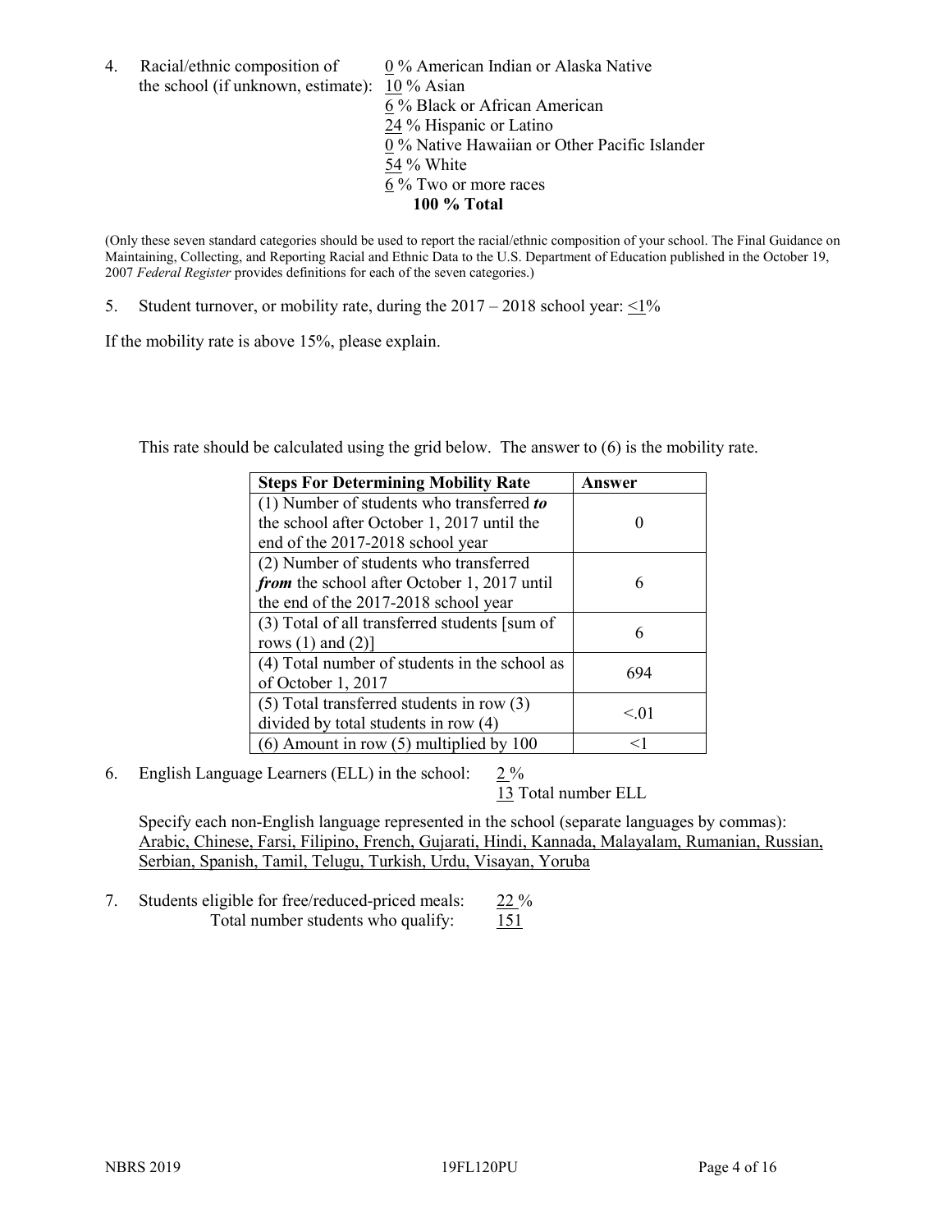4. Racial/ethnic composition of the school (if unknown, estimate):
   0 % American Indian or Alaska Native
   10 % Asian
   6 % Black or African American
   24 % Hispanic or Latino
   0 % Native Hawaiian or Other Pacific Islander
   54 % White
   6 % Two or more races
   **100 % Total**

(Only these seven standard categories should be used to report the racial/ethnic composition of your school. The Final Guidance on Maintaining, Collecting, and Reporting Racial and Ethnic Data to the U.S. Department of Education published in the October 19, 2007 *Federal Register* provides definitions for each of the seven categories.)

5. Student turnover, or mobility rate, during the 2017 – 2018 school year: <1%

If the mobility rate is above 15%, please explain.

This rate should be calculated using the grid below. The answer to (6) is the mobility rate.

| **Steps For Determining Mobility Rate** | **Answer** |
|---|---|
| (1) Number of students who transferred ***to*** the school after October 1, 2017 until the end of the 2017-2018 school year | 0 |
| (2) Number of students who transferred ***from*** the school after October 1, 2017 until the end of the 2017-2018 school year | 6 |
| (3) Total of all transferred students [sum of rows (1) and (2)] | 6 |
| (4) Total number of students in the school as of October 1, 2017 | 694 |
| (5) Total transferred students in row (3) divided by total students in row (4) | <.01 |
| (6) Amount in row (5) multiplied by 100 | <1 |

6. English Language Learners (ELL) in the school: 2 %
   13 Total number ELL

   Specify each non-English language represented in the school (separate languages by commas):
   Arabic, Chinese, Farsi, Filipino, French, Gujarati, Hindi, Kannada, Malayalam, Rumanian, Russian, Serbian, Spanish, Tamil, Telugu, Turkish, Urdu, Visayan, Yoruba

7. Students eligible for free/reduced-priced meals: 22 %
   Total number students who qualify: 151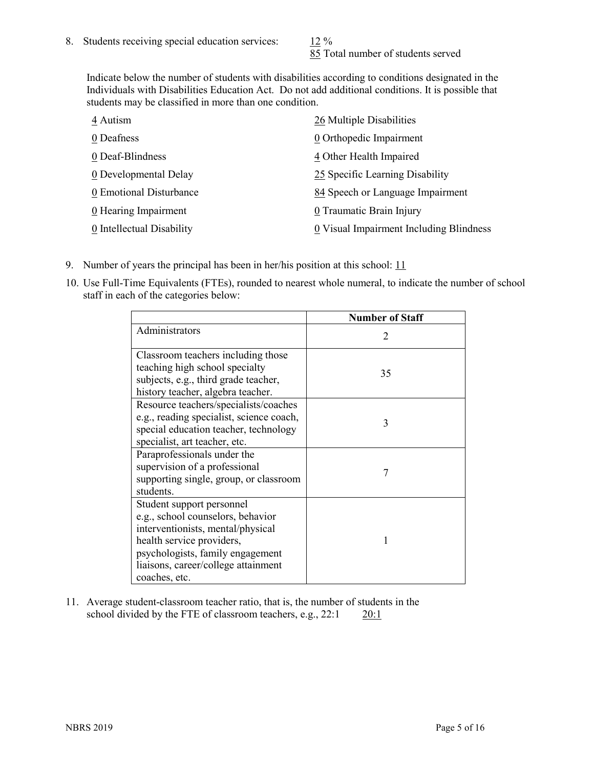8. Students receiving special education services: 12 %
   85 Total number of students served

   Indicate below the number of students with disabilities according to conditions designated in the Individuals with Disabilities Education Act. Do not add additional conditions. It is possible that students may be classified in more than one condition.

   4 Autism
   0 Deafness
   0 Deaf-Blindness
   0 Developmental Delay
   0 Emotional Disturbance
   0 Hearing Impairment
   0 Intellectual Disability
   26 Multiple Disabilities
   0 Orthopedic Impairment
   4 Other Health Impaired
   25 Specific Learning Disability
   84 Speech or Language Impairment
   0 Traumatic Brain Injury
   0 Visual Impairment Including Blindness

9. Number of years the principal has been in her/his position at this school: 11

10. Use Full-Time Equivalents (FTEs), rounded to nearest whole numeral, to indicate the number of school staff in each of the categories below:

| | Number of Staff |
|---|---|
| Administrators | 2 |
| Classroom teachers including those teaching high school specialty subjects, e.g., third grade teacher, history teacher, algebra teacher. | 35 |
| Resource teachers/specialists/coaches e.g., reading specialist, science coach, special education teacher, technology specialist, art teacher, etc. | 3 |
| Paraprofessionals under the supervision of a professional supporting single, group, or classroom students. | 7 |
| Student support personnel e.g., school counselors, behavior interventionists, mental/physical health service providers, psychologists, family engagement liaisons, career/college attainment coaches, etc. | 1 |

11. Average student-classroom teacher ratio, that is, the number of students in the school divided by the FTE of classroom teachers, e.g., 22:1 20:1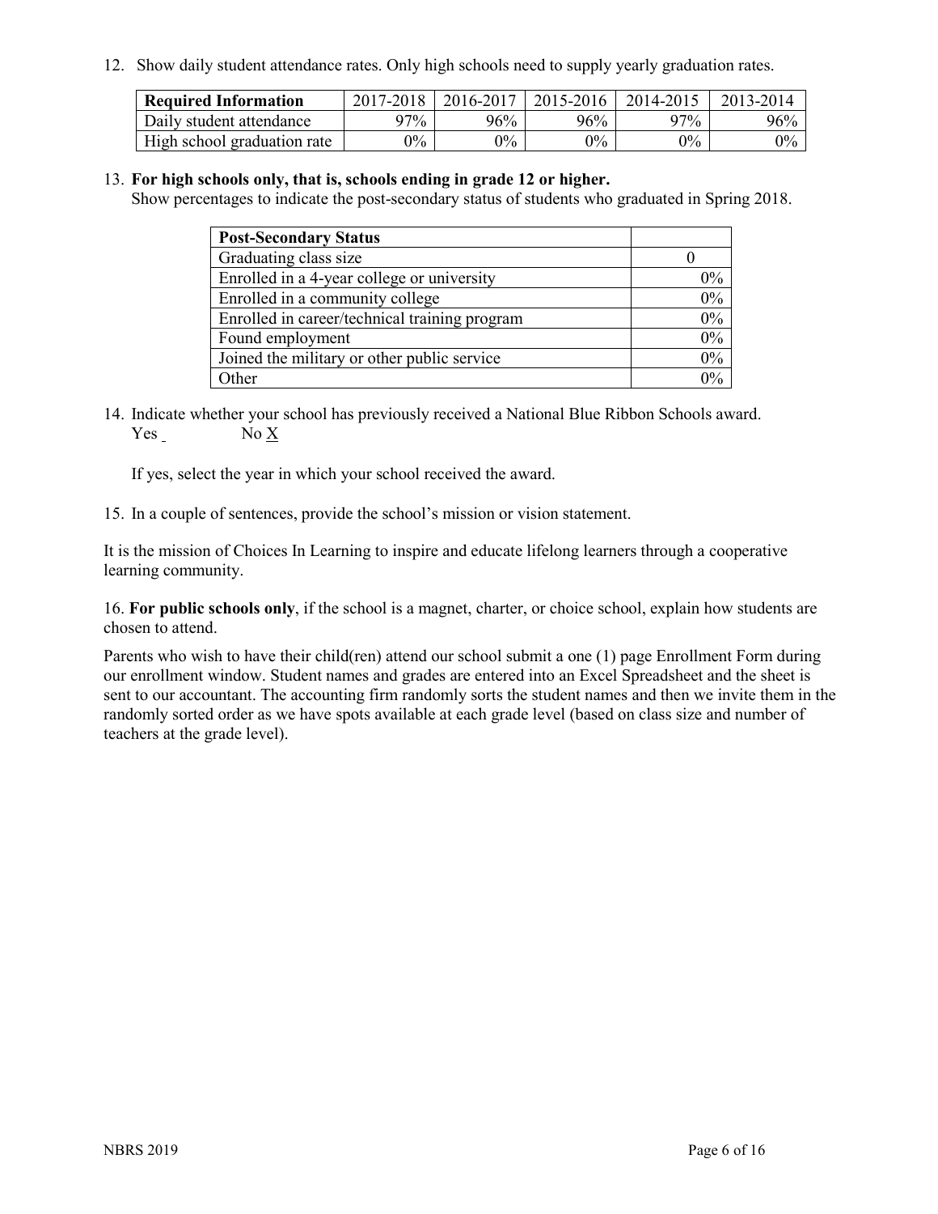12. Show daily student attendance rates. Only high schools need to supply yearly graduation rates.

| Required Information | 2017-2018 | 2016-2017 | 2015-2016 | 2014-2015 | 2013-2014 |
|---|---|---|---|---|---|
| Daily student attendance | 97% | 96% | 96% | 97% | 96% |
| High school graduation rate | 0% | 0% | 0% | 0% | 0% |

13. **For high schools only, that is, schools ending in grade 12 or higher.**
Show percentages to indicate the post-secondary status of students who graduated in Spring 2018.

| Post-Secondary Status | |
|---|---|
| Graduating class size | 0 |
| Enrolled in a 4-year college or university | 0% |
| Enrolled in a community college | 0% |
| Enrolled in career/technical training program | 0% |
| Found employment | 0% |
| Joined the military or other public service | 0% |
| Other | 0% |

14. Indicate whether your school has previously received a National Blue Ribbon Schools award.
Yes ___ No X

If yes, select the year in which your school received the award.

15. In a couple of sentences, provide the school's mission or vision statement.

It is the mission of Choices In Learning to inspire and educate lifelong learners through a cooperative learning community.

16. **For public schools only**, if the school is a magnet, charter, or choice school, explain how students are chosen to attend.

Parents who wish to have their child(ren) attend our school submit a one (1) page Enrollment Form during our enrollment window. Student names and grades are entered into an Excel Spreadsheet and the sheet is sent to our accountant. The accounting firm randomly sorts the student names and then we invite them in the randomly sorted order as we have spots available at each grade level (based on class size and number of teachers at the grade level).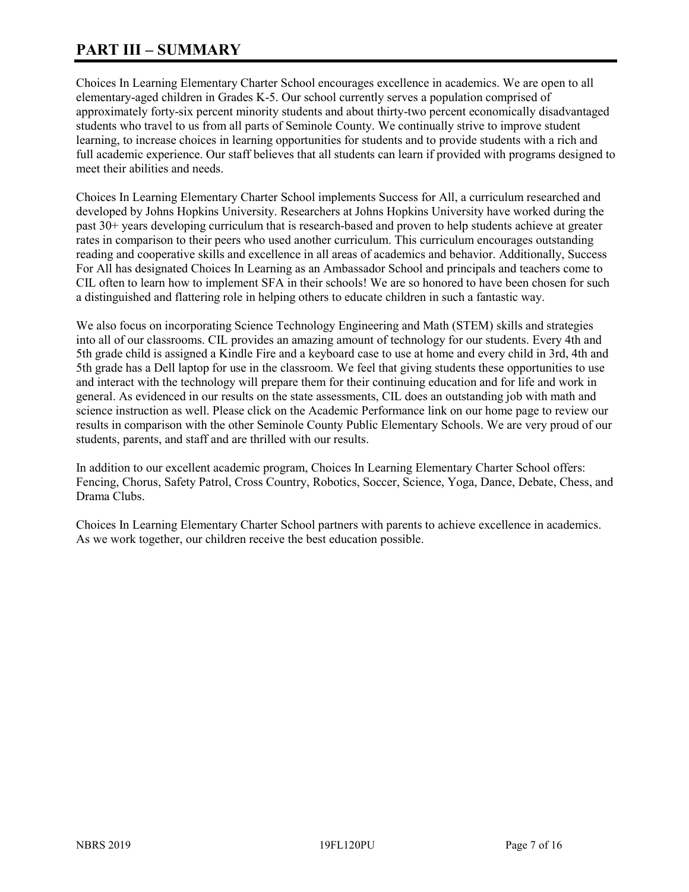# PART III – SUMMARY

Choices In Learning Elementary Charter School encourages excellence in academics. We are open to all elementary-aged children in Grades K-5. Our school currently serves a population comprised of approximately forty-six percent minority students and about thirty-two percent economically disadvantaged students who travel to us from all parts of Seminole County. We continually strive to improve student learning, to increase choices in learning opportunities for students and to provide students with a rich and full academic experience. Our staff believes that all students can learn if provided with programs designed to meet their abilities and needs.

Choices In Learning Elementary Charter School implements Success for All, a curriculum researched and developed by Johns Hopkins University. Researchers at Johns Hopkins University have worked during the past 30+ years developing curriculum that is research-based and proven to help students achieve at greater rates in comparison to their peers who used another curriculum. This curriculum encourages outstanding reading and cooperative skills and excellence in all areas of academics and behavior. Additionally, Success For All has designated Choices In Learning as an Ambassador School and principals and teachers come to CIL often to learn how to implement SFA in their schools! We are so honored to have been chosen for such a distinguished and flattering role in helping others to educate children in such a fantastic way.

We also focus on incorporating Science Technology Engineering and Math (STEM) skills and strategies into all of our classrooms. CIL provides an amazing amount of technology for our students. Every 4th and 5th grade child is assigned a Kindle Fire and a keyboard case to use at home and every child in 3rd, 4th and 5th grade has a Dell laptop for use in the classroom. We feel that giving students these opportunities to use and interact with the technology will prepare them for their continuing education and for life and work in general. As evidenced in our results on the state assessments, CIL does an outstanding job with math and science instruction as well. Please click on the Academic Performance link on our home page to review our results in comparison with the other Seminole County Public Elementary Schools. We are very proud of our students, parents, and staff and are thrilled with our results.

In addition to our excellent academic program, Choices In Learning Elementary Charter School offers: Fencing, Chorus, Safety Patrol, Cross Country, Robotics, Soccer, Science, Yoga, Dance, Debate, Chess, and Drama Clubs.

Choices In Learning Elementary Charter School partners with parents to achieve excellence in academics. As we work together, our children receive the best education possible.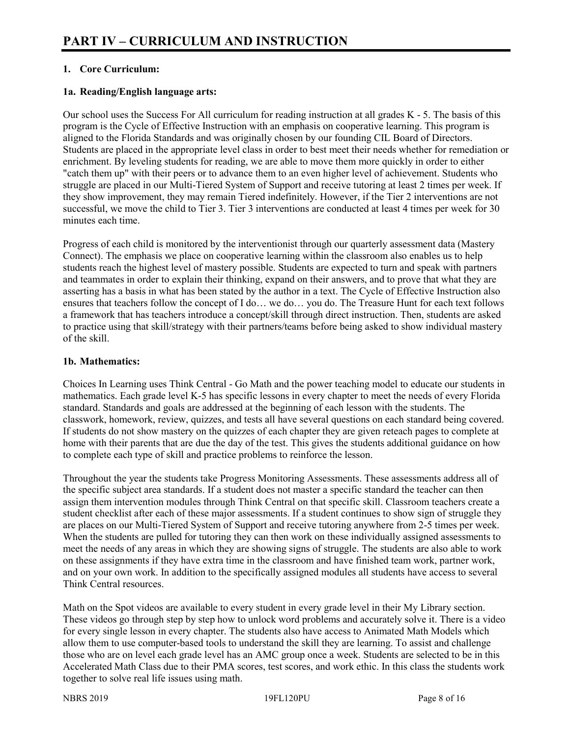# PART IV – CURRICULUM AND INSTRUCTION

## 1. Core Curriculum:

### 1a. Reading/English language arts:

Our school uses the Success For All curriculum for reading instruction at all grades K - 5. The basis of this program is the Cycle of Effective Instruction with an emphasis on cooperative learning. This program is aligned to the Florida Standards and was originally chosen by our founding CIL Board of Directors. Students are placed in the appropriate level class in order to best meet their needs whether for remediation or enrichment. By leveling students for reading, we are able to move them more quickly in order to either "catch them up" with their peers or to advance them to an even higher level of achievement. Students who struggle are placed in our Multi-Tiered System of Support and receive tutoring at least 2 times per week. If they show improvement, they may remain Tiered indefinitely. However, if the Tier 2 interventions are not successful, we move the child to Tier 3. Tier 3 interventions are conducted at least 4 times per week for 30 minutes each time.

Progress of each child is monitored by the interventionist through our quarterly assessment data (Mastery Connect). The emphasis we place on cooperative learning within the classroom also enables us to help students reach the highest level of mastery possible. Students are expected to turn and speak with partners and teammates in order to explain their thinking, expand on their answers, and to prove that what they are asserting has a basis in what has been stated by the author in a text. The Cycle of Effective Instruction also ensures that teachers follow the concept of I do… we do… you do. The Treasure Hunt for each text follows a framework that has teachers introduce a concept/skill through direct instruction. Then, students are asked to practice using that skill/strategy with their partners/teams before being asked to show individual mastery of the skill.

### 1b. Mathematics:

Choices In Learning uses Think Central - Go Math and the power teaching model to educate our students in mathematics. Each grade level K-5 has specific lessons in every chapter to meet the needs of every Florida standard. Standards and goals are addressed at the beginning of each lesson with the students. The classwork, homework, review, quizzes, and tests all have several questions on each standard being covered. If students do not show mastery on the quizzes of each chapter they are given reteach pages to complete at home with their parents that are due the day of the test. This gives the students additional guidance on how to complete each type of skill and practice problems to reinforce the lesson.

Throughout the year the students take Progress Monitoring Assessments. These assessments address all of the specific subject area standards. If a student does not master a specific standard the teacher can then assign them intervention modules through Think Central on that specific skill. Classroom teachers create a student checklist after each of these major assessments. If a student continues to show sign of struggle they are places on our Multi-Tiered System of Support and receive tutoring anywhere from 2-5 times per week. When the students are pulled for tutoring they can then work on these individually assigned assessments to meet the needs of any areas in which they are showing signs of struggle. The students are also able to work on these assignments if they have extra time in the classroom and have finished team work, partner work, and on your own work. In addition to the specifically assigned modules all students have access to several Think Central resources.

Math on the Spot videos are available to every student in every grade level in their My Library section. These videos go through step by step how to unlock word problems and accurately solve it. There is a video for every single lesson in every chapter. The students also have access to Animated Math Models which allow them to use computer-based tools to understand the skill they are learning. To assist and challenge those who are on level each grade level has an AMC group once a week. Students are selected to be in this Accelerated Math Class due to their PMA scores, test scores, and work ethic. In this class the students work together to solve real life issues using math.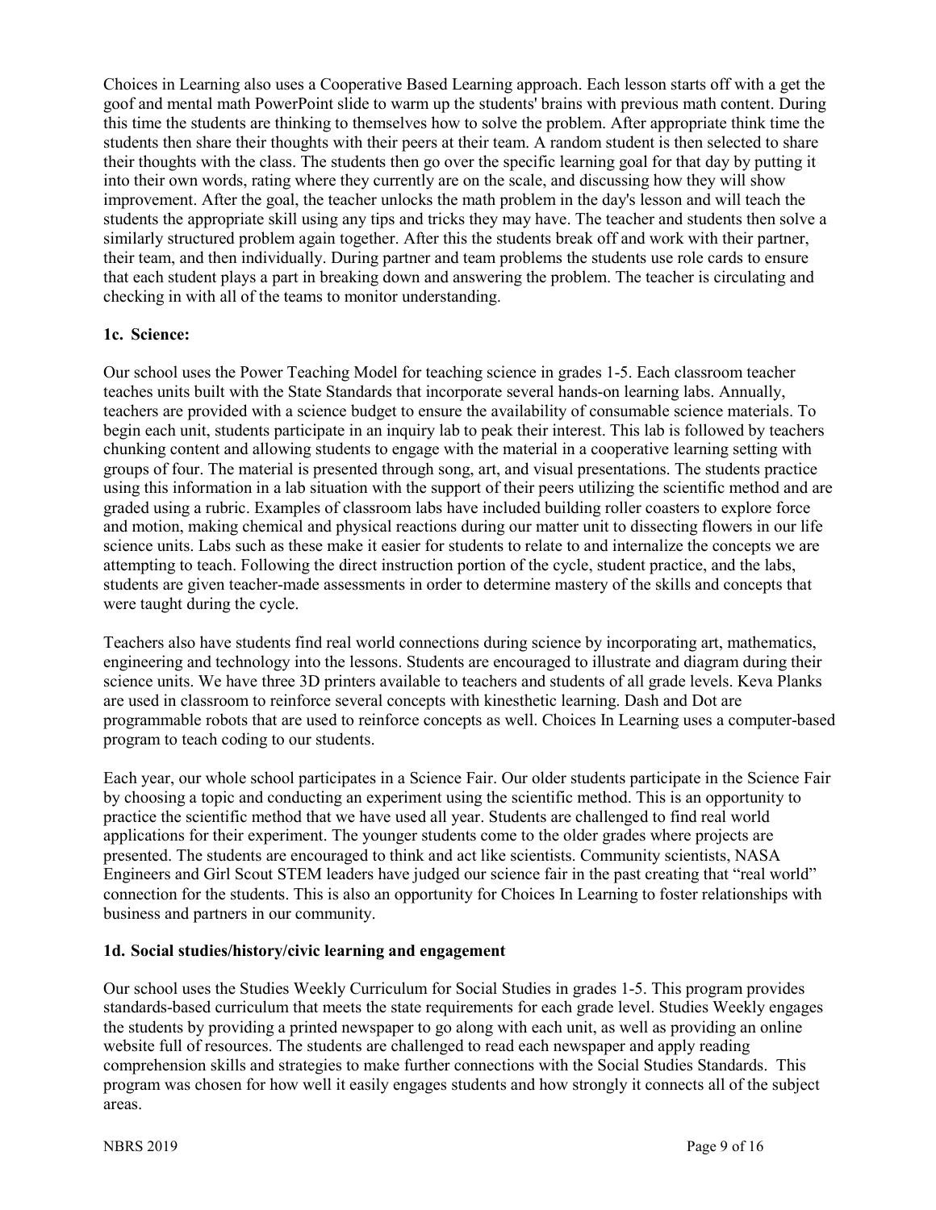Choices in Learning also uses a Cooperative Based Learning approach. Each lesson starts off with a get the goof and mental math PowerPoint slide to warm up the students' brains with previous math content. During this time the students are thinking to themselves how to solve the problem. After appropriate think time the students then share their thoughts with their peers at their team. A random student is then selected to share their thoughts with the class. The students then go over the specific learning goal for that day by putting it into their own words, rating where they currently are on the scale, and discussing how they will show improvement. After the goal, the teacher unlocks the math problem in the day's lesson and will teach the students the appropriate skill using any tips and tricks they may have. The teacher and students then solve a similarly structured problem again together. After this the students break off and work with their partner, their team, and then individually. During partner and team problems the students use role cards to ensure that each student plays a part in breaking down and answering the problem. The teacher is circulating and checking in with all of the teams to monitor understanding.

**1c. Science:**

Our school uses the Power Teaching Model for teaching science in grades 1-5. Each classroom teacher teaches units built with the State Standards that incorporate several hands-on learning labs. Annually, teachers are provided with a science budget to ensure the availability of consumable science materials. To begin each unit, students participate in an inquiry lab to peak their interest. This lab is followed by teachers chunking content and allowing students to engage with the material in a cooperative learning setting with groups of four. The material is presented through song, art, and visual presentations. The students practice using this information in a lab situation with the support of their peers utilizing the scientific method and are graded using a rubric. Examples of classroom labs have included building roller coasters to explore force and motion, making chemical and physical reactions during our matter unit to dissecting flowers in our life science units. Labs such as these make it easier for students to relate to and internalize the concepts we are attempting to teach. Following the direct instruction portion of the cycle, student practice, and the labs, students are given teacher-made assessments in order to determine mastery of the skills and concepts that were taught during the cycle.

Teachers also have students find real world connections during science by incorporating art, mathematics, engineering and technology into the lessons. Students are encouraged to illustrate and diagram during their science units. We have three 3D printers available to teachers and students of all grade levels. Keva Planks are used in classroom to reinforce several concepts with kinesthetic learning. Dash and Dot are programmable robots that are used to reinforce concepts as well. Choices In Learning uses a computer-based program to teach coding to our students.

Each year, our whole school participates in a Science Fair. Our older students participate in the Science Fair by choosing a topic and conducting an experiment using the scientific method. This is an opportunity to practice the scientific method that we have used all year. Students are challenged to find real world applications for their experiment. The younger students come to the older grades where projects are presented. The students are encouraged to think and act like scientists. Community scientists, NASA Engineers and Girl Scout STEM leaders have judged our science fair in the past creating that "real world" connection for the students. This is also an opportunity for Choices In Learning to foster relationships with business and partners in our community.

**1d. Social studies/history/civic learning and engagement**

Our school uses the Studies Weekly Curriculum for Social Studies in grades 1-5. This program provides standards-based curriculum that meets the state requirements for each grade level. Studies Weekly engages the students by providing a printed newspaper to go along with each unit, as well as providing an online website full of resources. The students are challenged to read each newspaper and apply reading comprehension skills and strategies to make further connections with the Social Studies Standards. This program was chosen for how well it easily engages students and how strongly it connects all of the subject areas.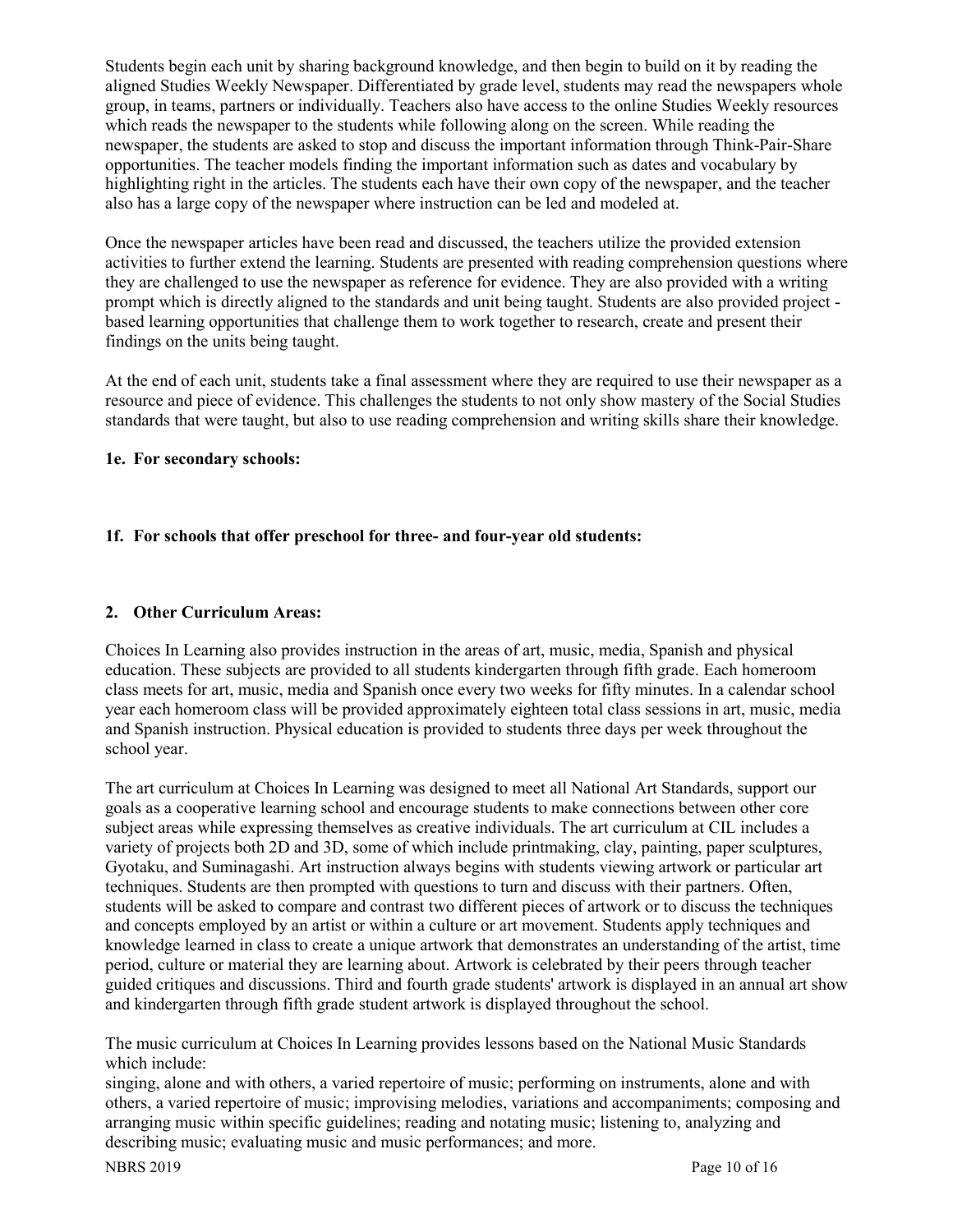Students begin each unit by sharing background knowledge, and then begin to build on it by reading the aligned Studies Weekly Newspaper. Differentiated by grade level, students may read the newspapers whole group, in teams, partners or individually. Teachers also have access to the online Studies Weekly resources which reads the newspaper to the students while following along on the screen. While reading the newspaper, the students are asked to stop and discuss the important information through Think-Pair-Share opportunities. The teacher models finding the important information such as dates and vocabulary by highlighting right in the articles. The students each have their own copy of the newspaper, and the teacher also has a large copy of the newspaper where instruction can be led and modeled at.

Once the newspaper articles have been read and discussed, the teachers utilize the provided extension activities to further extend the learning. Students are presented with reading comprehension questions where they are challenged to use the newspaper as reference for evidence. They are also provided with a writing prompt which is directly aligned to the standards and unit being taught. Students are also provided project - based learning opportunities that challenge them to work together to research, create and present their findings on the units being taught.

At the end of each unit, students take a final assessment where they are required to use their newspaper as a resource and piece of evidence. This challenges the students to not only show mastery of the Social Studies standards that were taught, but also to use reading comprehension and writing skills share their knowledge.

**1e. For secondary schools:**

**1f. For schools that offer preschool for three- and four-year old students:**

**2. Other Curriculum Areas:**

Choices In Learning also provides instruction in the areas of art, music, media, Spanish and physical education. These subjects are provided to all students kindergarten through fifth grade. Each homeroom class meets for art, music, media and Spanish once every two weeks for fifty minutes. In a calendar school year each homeroom class will be provided approximately eighteen total class sessions in art, music, media and Spanish instruction. Physical education is provided to students three days per week throughout the school year.

The art curriculum at Choices In Learning was designed to meet all National Art Standards, support our goals as a cooperative learning school and encourage students to make connections between other core subject areas while expressing themselves as creative individuals. The art curriculum at CIL includes a variety of projects both 2D and 3D, some of which include printmaking, clay, painting, paper sculptures, Gyotaku, and Suminagashi. Art instruction always begins with students viewing artwork or particular art techniques. Students are then prompted with questions to turn and discuss with their partners. Often, students will be asked to compare and contrast two different pieces of artwork or to discuss the techniques and concepts employed by an artist or within a culture or art movement. Students apply techniques and knowledge learned in class to create a unique artwork that demonstrates an understanding of the artist, time period, culture or material they are learning about. Artwork is celebrated by their peers through teacher guided critiques and discussions. Third and fourth grade students' artwork is displayed in an annual art show and kindergarten through fifth grade student artwork is displayed throughout the school.

The music curriculum at Choices In Learning provides lessons based on the National Music Standards which include:
singing, alone and with others, a varied repertoire of music; performing on instruments, alone and with others, a varied repertoire of music; improvising melodies, variations and accompaniments; composing and arranging music within specific guidelines; reading and notating music; listening to, analyzing and describing music; evaluating music and music performances; and more.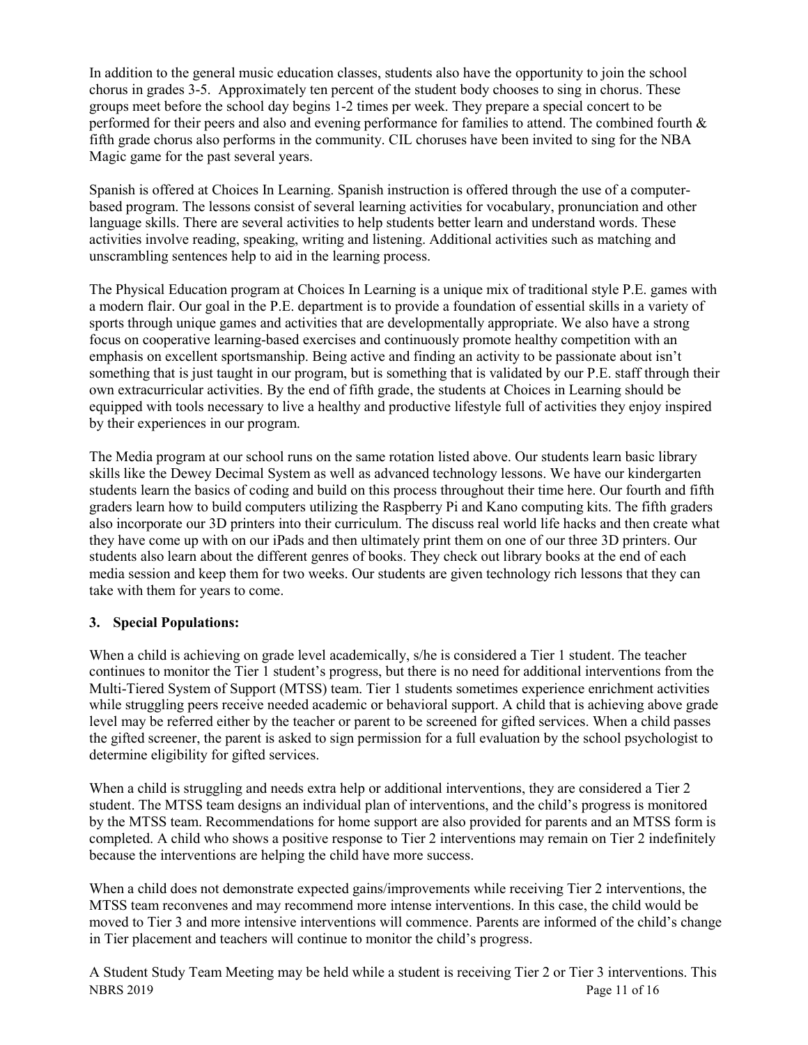In addition to the general music education classes, students also have the opportunity to join the school chorus in grades 3-5. Approximately ten percent of the student body chooses to sing in chorus. These groups meet before the school day begins 1-2 times per week. They prepare a special concert to be performed for their peers and also and evening performance for families to attend. The combined fourth & fifth grade chorus also performs in the community. CIL choruses have been invited to sing for the NBA Magic game for the past several years.

Spanish is offered at Choices In Learning. Spanish instruction is offered through the use of a computer-based program. The lessons consist of several learning activities for vocabulary, pronunciation and other language skills. There are several activities to help students better learn and understand words. These activities involve reading, speaking, writing and listening. Additional activities such as matching and unscrambling sentences help to aid in the learning process.

The Physical Education program at Choices In Learning is a unique mix of traditional style P.E. games with a modern flair. Our goal in the P.E. department is to provide a foundation of essential skills in a variety of sports through unique games and activities that are developmentally appropriate. We also have a strong focus on cooperative learning-based exercises and continuously promote healthy competition with an emphasis on excellent sportsmanship. Being active and finding an activity to be passionate about isn't something that is just taught in our program, but is something that is validated by our P.E. staff through their own extracurricular activities. By the end of fifth grade, the students at Choices in Learning should be equipped with tools necessary to live a healthy and productive lifestyle full of activities they enjoy inspired by their experiences in our program.

The Media program at our school runs on the same rotation listed above. Our students learn basic library skills like the Dewey Decimal System as well as advanced technology lessons. We have our kindergarten students learn the basics of coding and build on this process throughout their time here. Our fourth and fifth graders learn how to build computers utilizing the Raspberry Pi and Kano computing kits. The fifth graders also incorporate our 3D printers into their curriculum. The discuss real world life hacks and then create what they have come up with on our iPads and then ultimately print them on one of our three 3D printers. Our students also learn about the different genres of books. They check out library books at the end of each media session and keep them for two weeks. Our students are given technology rich lessons that they can take with them for years to come.

**3. Special Populations:**

When a child is achieving on grade level academically, s/he is considered a Tier 1 student. The teacher continues to monitor the Tier 1 student's progress, but there is no need for additional interventions from the Multi-Tiered System of Support (MTSS) team. Tier 1 students sometimes experience enrichment activities while struggling peers receive needed academic or behavioral support. A child that is achieving above grade level may be referred either by the teacher or parent to be screened for gifted services. When a child passes the gifted screener, the parent is asked to sign permission for a full evaluation by the school psychologist to determine eligibility for gifted services.

When a child is struggling and needs extra help or additional interventions, they are considered a Tier 2 student. The MTSS team designs an individual plan of interventions, and the child's progress is monitored by the MTSS team. Recommendations for home support are also provided for parents and an MTSS form is completed. A child who shows a positive response to Tier 2 interventions may remain on Tier 2 indefinitely because the interventions are helping the child have more success.

When a child does not demonstrate expected gains/improvements while receiving Tier 2 interventions, the MTSS team reconvenes and may recommend more intense interventions. In this case, the child would be moved to Tier 3 and more intensive interventions will commence. Parents are informed of the child's change in Tier placement and teachers will continue to monitor the child's progress.

A Student Study Team Meeting may be held while a student is receiving Tier 2 or Tier 3 interventions. This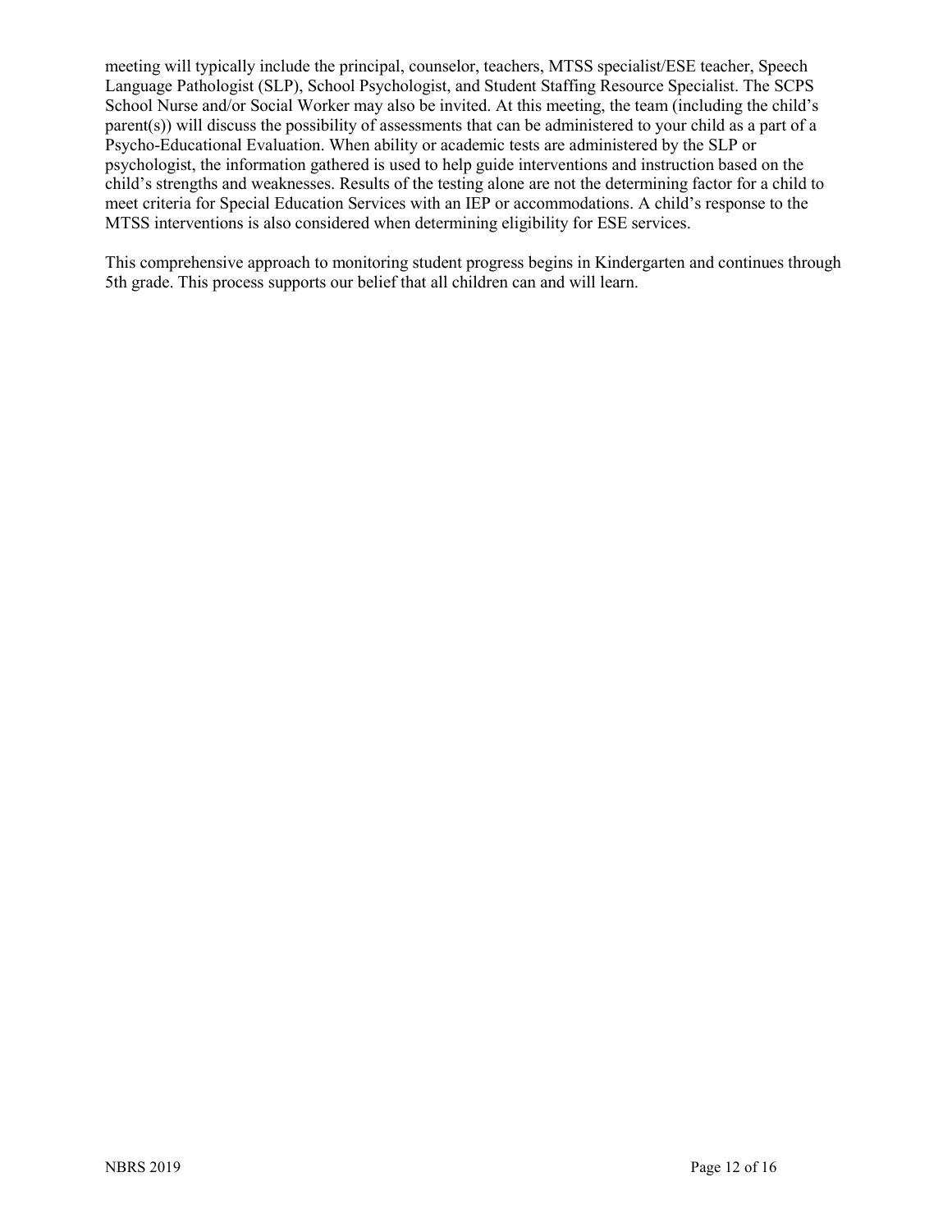meeting will typically include the principal, counselor, teachers, MTSS specialist/ESE teacher, Speech Language Pathologist (SLP), School Psychologist, and Student Staffing Resource Specialist. The SCPS School Nurse and/or Social Worker may also be invited. At this meeting, the team (including the child's parent(s)) will discuss the possibility of assessments that can be administered to your child as a part of a Psycho-Educational Evaluation. When ability or academic tests are administered by the SLP or psychologist, the information gathered is used to help guide interventions and instruction based on the child's strengths and weaknesses. Results of the testing alone are not the determining factor for a child to meet criteria for Special Education Services with an IEP or accommodations. A child's response to the MTSS interventions is also considered when determining eligibility for ESE services.

This comprehensive approach to monitoring student progress begins in Kindergarten and continues through 5th grade. This process supports our belief that all children can and will learn.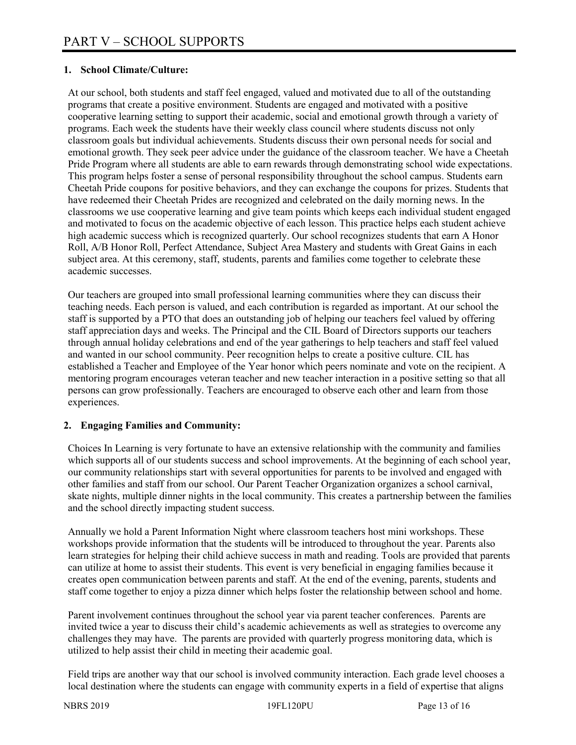# PART V – SCHOOL SUPPORTS

## 1. School Climate/Culture:

At our school, both students and staff feel engaged, valued and motivated due to all of the outstanding programs that create a positive environment. Students are engaged and motivated with a positive cooperative learning setting to support their academic, social and emotional growth through a variety of programs. Each week the students have their weekly class council where students discuss not only classroom goals but individual achievements. Students discuss their own personal needs for social and emotional growth. They seek peer advice under the guidance of the classroom teacher. We have a Cheetah Pride Program where all students are able to earn rewards through demonstrating school wide expectations. This program helps foster a sense of personal responsibility throughout the school campus. Students earn Cheetah Pride coupons for positive behaviors, and they can exchange the coupons for prizes. Students that have redeemed their Cheetah Prides are recognized and celebrated on the daily morning news. In the classrooms we use cooperative learning and give team points which keeps each individual student engaged and motivated to focus on the academic objective of each lesson. This practice helps each student achieve high academic success which is recognized quarterly. Our school recognizes students that earn A Honor Roll, A/B Honor Roll, Perfect Attendance, Subject Area Mastery and students with Great Gains in each subject area. At this ceremony, staff, students, parents and families come together to celebrate these academic successes.

Our teachers are grouped into small professional learning communities where they can discuss their teaching needs. Each person is valued, and each contribution is regarded as important. At our school the staff is supported by a PTO that does an outstanding job of helping our teachers feel valued by offering staff appreciation days and weeks. The Principal and the CIL Board of Directors supports our teachers through annual holiday celebrations and end of the year gatherings to help teachers and staff feel valued and wanted in our school community. Peer recognition helps to create a positive culture. CIL has established a Teacher and Employee of the Year honor which peers nominate and vote on the recipient. A mentoring program encourages veteran teacher and new teacher interaction in a positive setting so that all persons can grow professionally. Teachers are encouraged to observe each other and learn from those experiences.

## 2. Engaging Families and Community:

Choices In Learning is very fortunate to have an extensive relationship with the community and families which supports all of our students success and school improvements. At the beginning of each school year, our community relationships start with several opportunities for parents to be involved and engaged with other families and staff from our school. Our Parent Teacher Organization organizes a school carnival, skate nights, multiple dinner nights in the local community. This creates a partnership between the families and the school directly impacting student success.

Annually we hold a Parent Information Night where classroom teachers host mini workshops. These workshops provide information that the students will be introduced to throughout the year. Parents also learn strategies for helping their child achieve success in math and reading. Tools are provided that parents can utilize at home to assist their students. This event is very beneficial in engaging families because it creates open communication between parents and staff. At the end of the evening, parents, students and staff come together to enjoy a pizza dinner which helps foster the relationship between school and home.

Parent involvement continues throughout the school year via parent teacher conferences. Parents are invited twice a year to discuss their child's academic achievements as well as strategies to overcome any challenges they may have. The parents are provided with quarterly progress monitoring data, which is utilized to help assist their child in meeting their academic goal.

Field trips are another way that our school is involved community interaction. Each grade level chooses a local destination where the students can engage with community experts in a field of expertise that aligns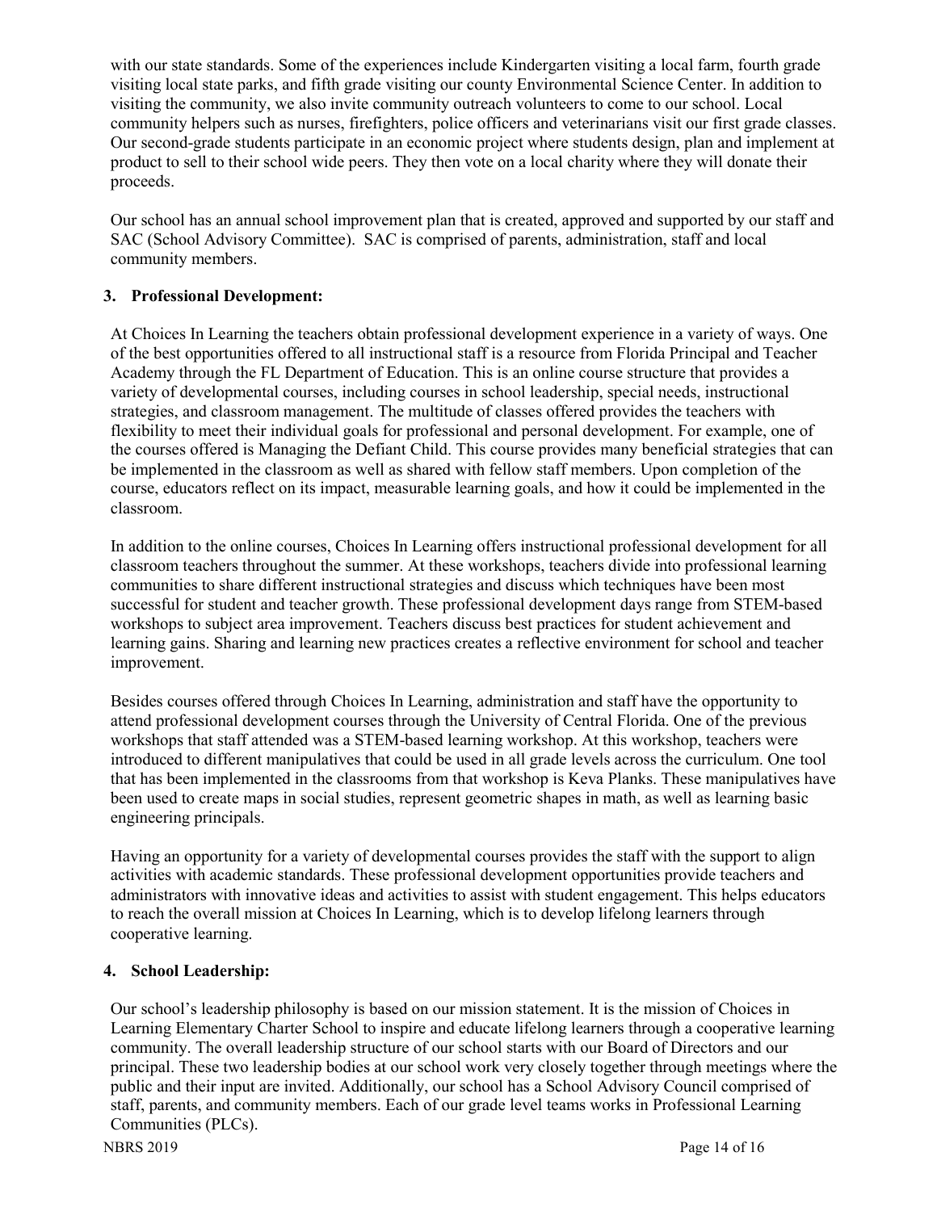with our state standards. Some of the experiences include Kindergarten visiting a local farm, fourth grade visiting local state parks, and fifth grade visiting our county Environmental Science Center. In addition to visiting the community, we also invite community outreach volunteers to come to our school. Local community helpers such as nurses, firefighters, police officers and veterinarians visit our first grade classes. Our second-grade students participate in an economic project where students design, plan and implement at product to sell to their school wide peers. They then vote on a local charity where they will donate their proceeds.

Our school has an annual school improvement plan that is created, approved and supported by our staff and SAC (School Advisory Committee). SAC is comprised of parents, administration, staff and local community members.

### 3. Professional Development:

At Choices In Learning the teachers obtain professional development experience in a variety of ways. One of the best opportunities offered to all instructional staff is a resource from Florida Principal and Teacher Academy through the FL Department of Education. This is an online course structure that provides a variety of developmental courses, including courses in school leadership, special needs, instructional strategies, and classroom management. The multitude of classes offered provides the teachers with flexibility to meet their individual goals for professional and personal development. For example, one of the courses offered is Managing the Defiant Child. This course provides many beneficial strategies that can be implemented in the classroom as well as shared with fellow staff members. Upon completion of the course, educators reflect on its impact, measurable learning goals, and how it could be implemented in the classroom.

In addition to the online courses, Choices In Learning offers instructional professional development for all classroom teachers throughout the summer. At these workshops, teachers divide into professional learning communities to share different instructional strategies and discuss which techniques have been most successful for student and teacher growth. These professional development days range from STEM-based workshops to subject area improvement. Teachers discuss best practices for student achievement and learning gains. Sharing and learning new practices creates a reflective environment for school and teacher improvement.

Besides courses offered through Choices In Learning, administration and staff have the opportunity to attend professional development courses through the University of Central Florida. One of the previous workshops that staff attended was a STEM-based learning workshop. At this workshop, teachers were introduced to different manipulatives that could be used in all grade levels across the curriculum. One tool that has been implemented in the classrooms from that workshop is Keva Planks. These manipulatives have been used to create maps in social studies, represent geometric shapes in math, as well as learning basic engineering principals.

Having an opportunity for a variety of developmental courses provides the staff with the support to align activities with academic standards. These professional development opportunities provide teachers and administrators with innovative ideas and activities to assist with student engagement. This helps educators to reach the overall mission at Choices In Learning, which is to develop lifelong learners through cooperative learning.

### 4. School Leadership:

Our school's leadership philosophy is based on our mission statement. It is the mission of Choices in Learning Elementary Charter School to inspire and educate lifelong learners through a cooperative learning community. The overall leadership structure of our school starts with our Board of Directors and our principal. These two leadership bodies at our school work very closely together through meetings where the public and their input are invited. Additionally, our school has a School Advisory Council comprised of staff, parents, and community members. Each of our grade level teams works in Professional Learning Communities (PLCs).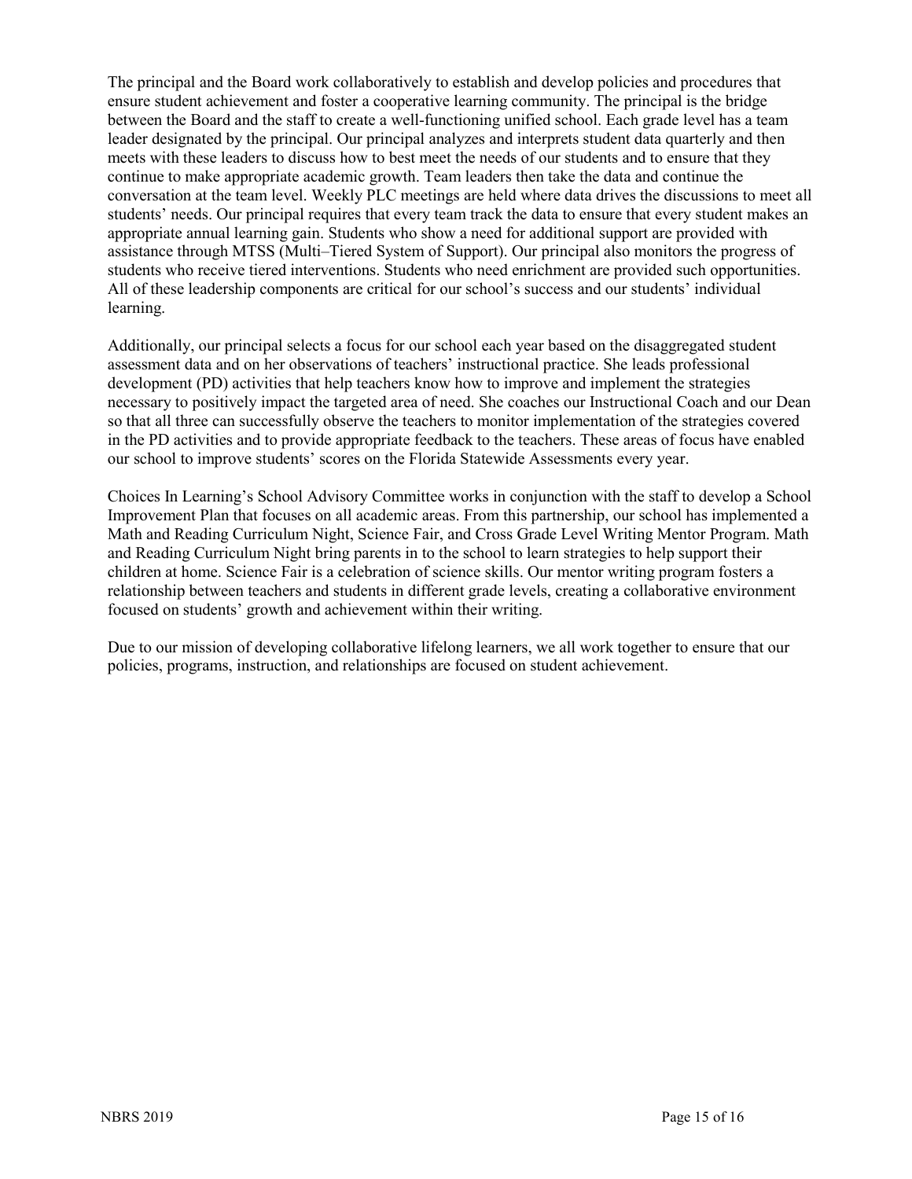The principal and the Board work collaboratively to establish and develop policies and procedures that ensure student achievement and foster a cooperative learning community. The principal is the bridge between the Board and the staff to create a well-functioning unified school. Each grade level has a team leader designated by the principal. Our principal analyzes and interprets student data quarterly and then meets with these leaders to discuss how to best meet the needs of our students and to ensure that they continue to make appropriate academic growth. Team leaders then take the data and continue the conversation at the team level. Weekly PLC meetings are held where data drives the discussions to meet all students' needs. Our principal requires that every team track the data to ensure that every student makes an appropriate annual learning gain. Students who show a need for additional support are provided with assistance through MTSS (Multi–Tiered System of Support). Our principal also monitors the progress of students who receive tiered interventions. Students who need enrichment are provided such opportunities. All of these leadership components are critical for our school's success and our students' individual learning.

Additionally, our principal selects a focus for our school each year based on the disaggregated student assessment data and on her observations of teachers' instructional practice. She leads professional development (PD) activities that help teachers know how to improve and implement the strategies necessary to positively impact the targeted area of need. She coaches our Instructional Coach and our Dean so that all three can successfully observe the teachers to monitor implementation of the strategies covered in the PD activities and to provide appropriate feedback to the teachers. These areas of focus have enabled our school to improve students' scores on the Florida Statewide Assessments every year.

Choices In Learning's School Advisory Committee works in conjunction with the staff to develop a School Improvement Plan that focuses on all academic areas. From this partnership, our school has implemented a Math and Reading Curriculum Night, Science Fair, and Cross Grade Level Writing Mentor Program. Math and Reading Curriculum Night bring parents in to the school to learn strategies to help support their children at home. Science Fair is a celebration of science skills. Our mentor writing program fosters a relationship between teachers and students in different grade levels, creating a collaborative environment focused on students' growth and achievement within their writing.

Due to our mission of developing collaborative lifelong learners, we all work together to ensure that our policies, programs, instruction, and relationships are focused on student achievement.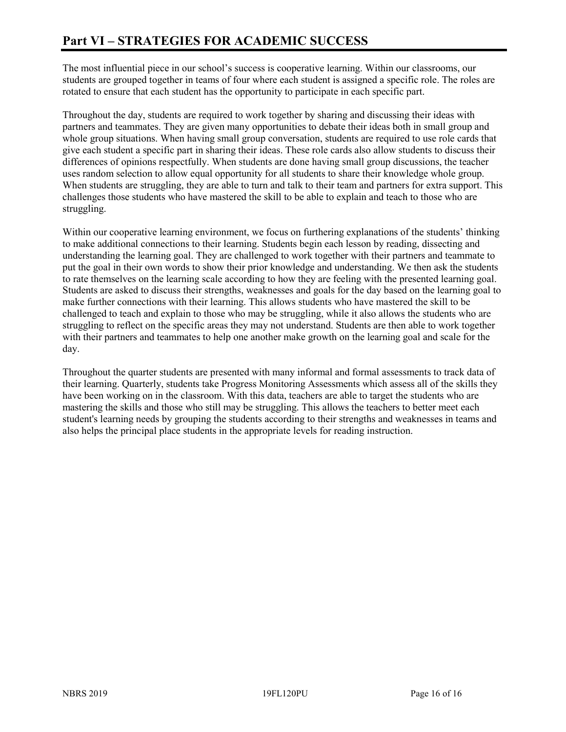# Part VI – STRATEGIES FOR ACADEMIC SUCCESS

The most influential piece in our school's success is cooperative learning. Within our classrooms, our students are grouped together in teams of four where each student is assigned a specific role. The roles are rotated to ensure that each student has the opportunity to participate in each specific part.

Throughout the day, students are required to work together by sharing and discussing their ideas with partners and teammates. They are given many opportunities to debate their ideas both in small group and whole group situations. When having small group conversation, students are required to use role cards that give each student a specific part in sharing their ideas. These role cards also allow students to discuss their differences of opinions respectfully. When students are done having small group discussions, the teacher uses random selection to allow equal opportunity for all students to share their knowledge whole group. When students are struggling, they are able to turn and talk to their team and partners for extra support. This challenges those students who have mastered the skill to be able to explain and teach to those who are struggling.

Within our cooperative learning environment, we focus on furthering explanations of the students' thinking to make additional connections to their learning. Students begin each lesson by reading, dissecting and understanding the learning goal. They are challenged to work together with their partners and teammate to put the goal in their own words to show their prior knowledge and understanding. We then ask the students to rate themselves on the learning scale according to how they are feeling with the presented learning goal. Students are asked to discuss their strengths, weaknesses and goals for the day based on the learning goal to make further connections with their learning. This allows students who have mastered the skill to be challenged to teach and explain to those who may be struggling, while it also allows the students who are struggling to reflect on the specific areas they may not understand. Students are then able to work together with their partners and teammates to help one another make growth on the learning goal and scale for the day.

Throughout the quarter students are presented with many informal and formal assessments to track data of their learning. Quarterly, students take Progress Monitoring Assessments which assess all of the skills they have been working on in the classroom. With this data, teachers are able to target the students who are mastering the skills and those who still may be struggling. This allows the teachers to better meet each student's learning needs by grouping the students according to their strengths and weaknesses in teams and also helps the principal place students in the appropriate levels for reading instruction.